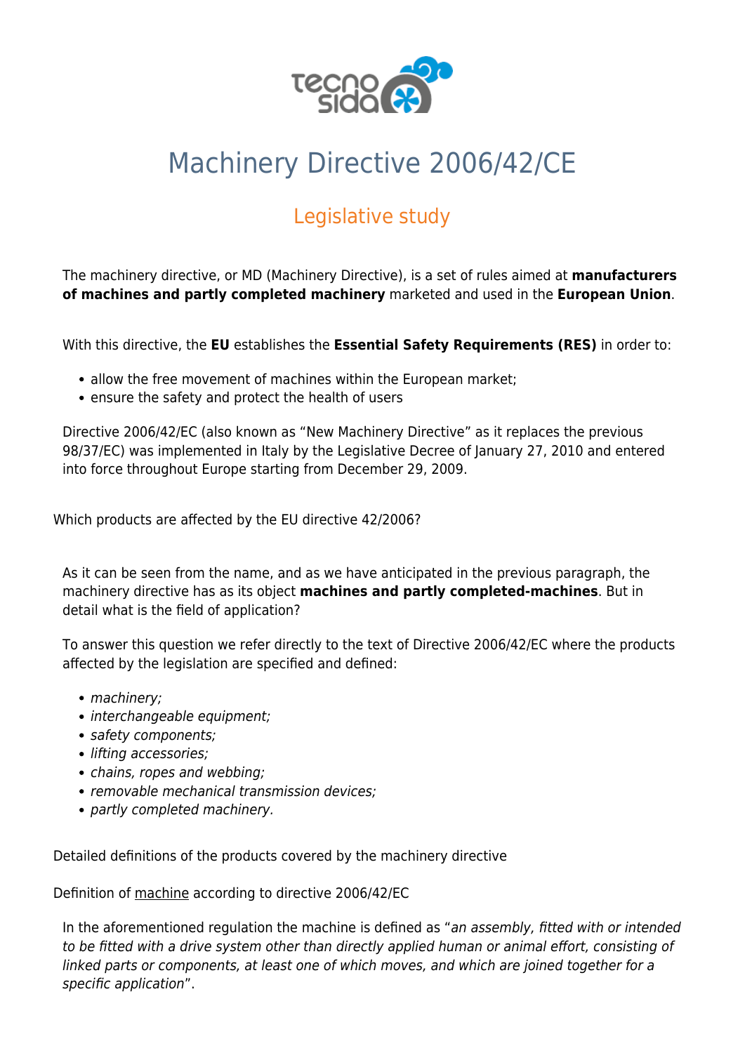# Machinery Directive 2006/42/CE

## Legislative study

The machinery directive, or MD (Machinery Directive), is a set of rules aimed at **manufacturers of machines and partly completed machinery** marketed and used in the **European Union**.

With this directive, the **EU** establishes the **Essential Safety Requirements (RES)** in order to:

- allow the free movement of machines within the European market;
- ensure the safety and protect the health of users

Directive 2006/42/EC (also known as "New Machinery Directive" as it replaces the previous 98/37/EC) was implemented in Italy by the Legislative Decree of January 27, 2010 and entered into force throughout Europe starting from December 29, 2009.

### Which products are affected by the EU directive 42/2006?

As it can be seen from the name, and as we have anticipated in the previous paragraph, the machinery directive has as its object **machines and partly completed-machines**. But in detail what is the field of application?

To answer this question we refer directly to the text of Directive 2006/42/EC where the products affected by the legislation are specified and defined:

- *machinery;*
- *interchangeable equipment;*
- *safety components;*
- *lifting accessories;*
- *chains, ropes and webbing;*
- *removable mechanical transmission devices;*
- *partly completed machinery.*

### Detailed definitions of the products covered by the machinery directive

#### Definition of machine according to directive 2006/42/EC

In the aforementioned regulation the machine is defined as "*an assembly, fitted with or intended to be fitted with a drive system other than directly applied human or animal effort, consisting of linked parts or components, at least one of which moves, and which are joined together for a specific application*".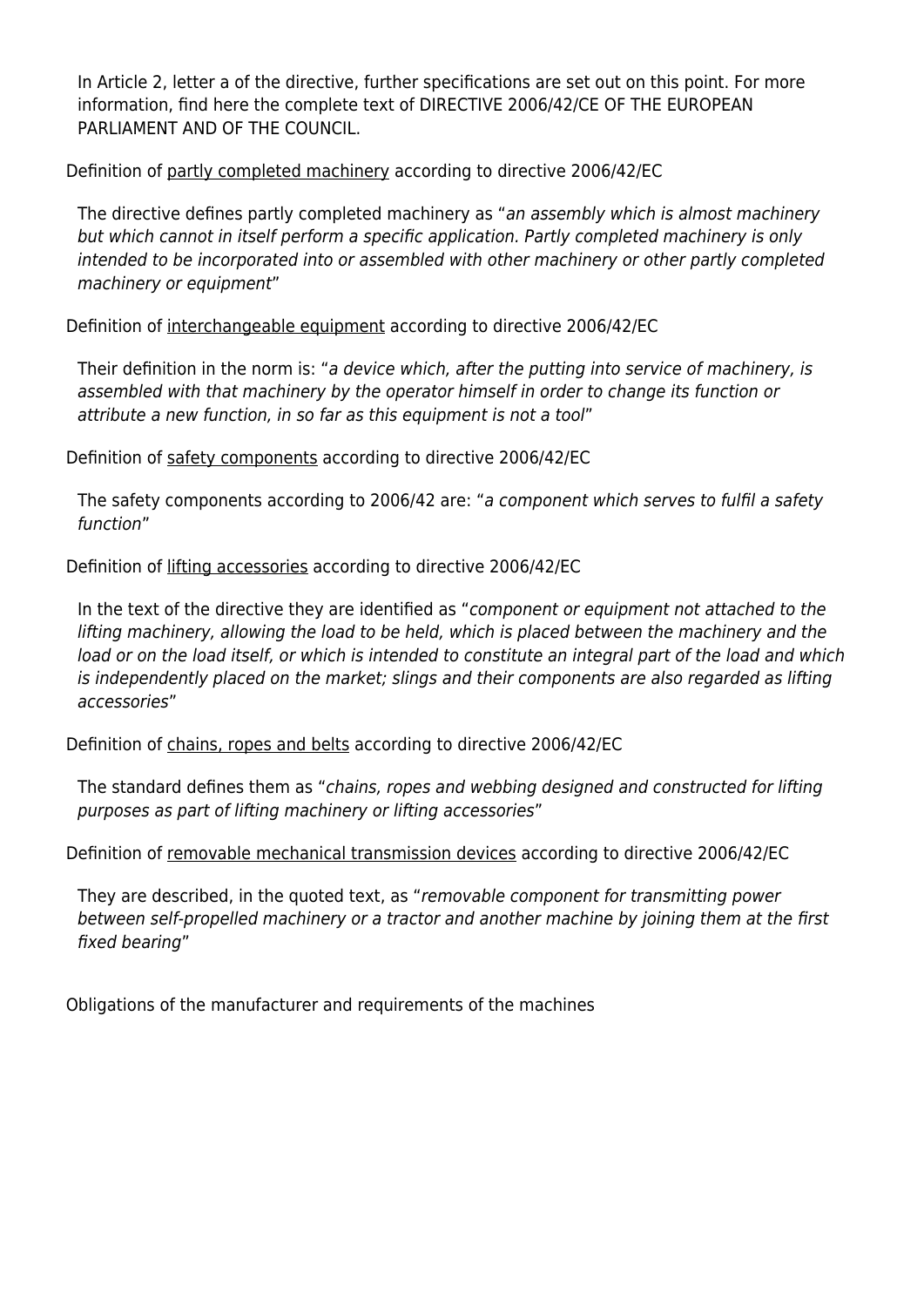In Article 2, letter a of the directive, further specifications are set out on this point. For more information, find here the complete text of DIRECTIVE 2006/42/CE OF THE EUROPEAN PARLIAMENT AND OF THE COUNCIL.

Definition of partly completed machinery according to directive 2006/42/EC

The directive defines partly completed machinery as "*an assembly which is almost machinery but which cannot in itself perform a specific application. Partly completed machinery is only intended to be incorporated into or assembled with other machinery or other partly completed machinery or equipment*"

Definition of interchangeable equipment according to directive 2006/42/EC

Their definition in the norm is: "*a device which, after the putting into service of machinery, is assembled with that machinery by the operator himself in order to change its function or attribute a new function, in so far as this equipment is not a tool*"

Definition of safety components according to directive 2006/42/EC

The safety components according to 2006/42 are: "*a component which serves to fulfil a safety function*"

Definition of lifting accessories according to directive 2006/42/EC

In the text of the directive they are identified as "*component or equipment not attached to the lifting machinery, allowing the load to be held, which is placed between the machinery and the load or on the load itself, or which is intended to constitute an integral part of the load and which is independently placed on the market; slings and their components are also regarded as lifting accessories*"

Definition of chains, ropes and belts according to directive 2006/42/EC

The standard defines them as "*chains, ropes and webbing designed and constructed for lifting purposes as part of lifting machinery or lifting accessories*"

Definition of removable mechanical transmission devices according to directive 2006/42/EC

They are described, in the quoted text, as "*removable component for transmitting power between self-propelled machinery or a tractor and another machine by joining them at the first fixed bearing*"

Obligations of the manufacturer and requirements of the machines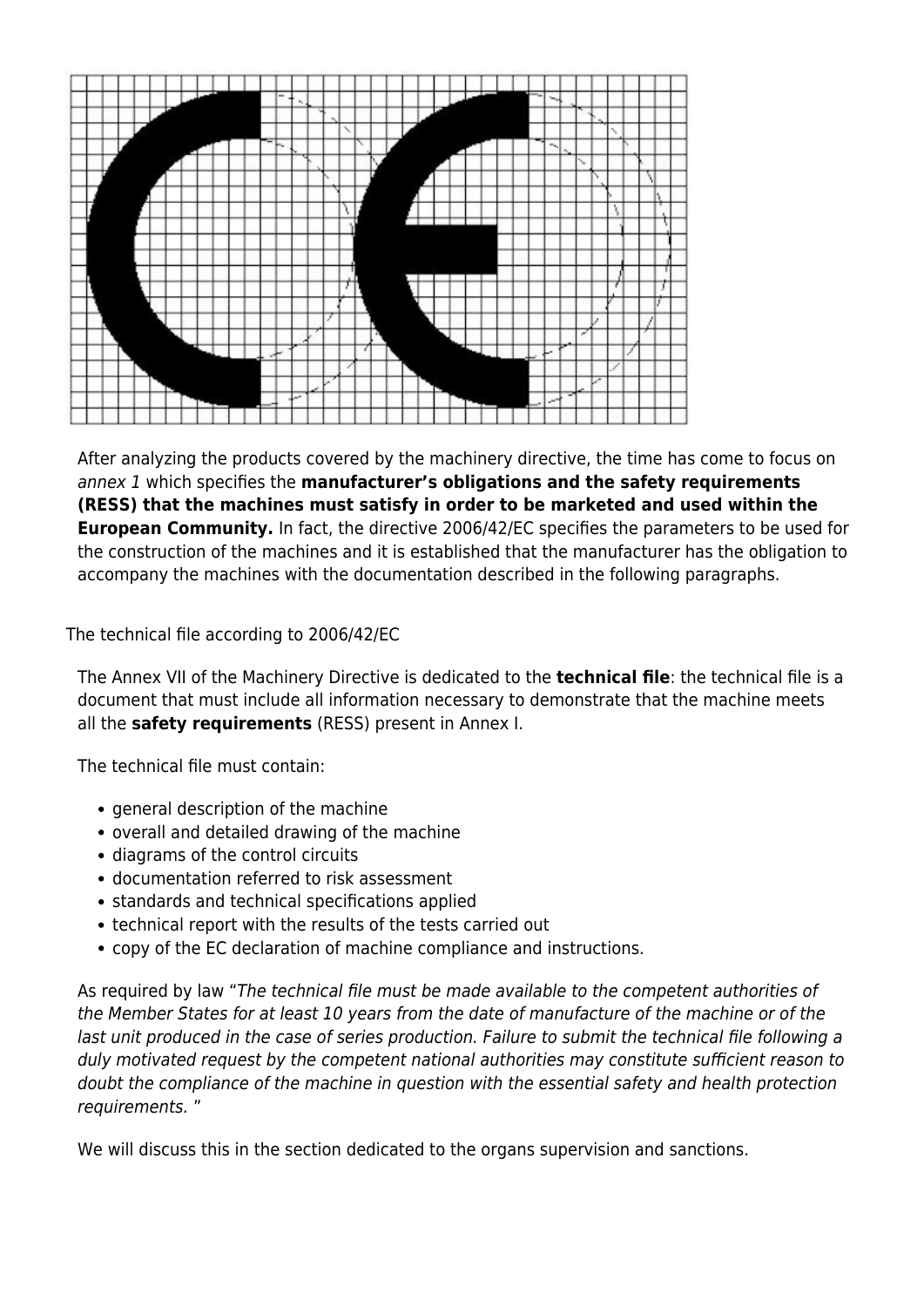After analyzing the products covered by the machinery directive, the time has come to focus on *annex 1* which specifies the **manufacturer's obligations and the safety requirements (RESS) that the machines must satisfy in order to be marketed and used within the European Community.** In fact, the directive 2006/42/EC specifies the parameters to be used for the construction of the machines and it is established that the manufacturer has the obligation to accompany the machines with the documentation described in the following paragraphs.

## The technical file according to 2006/42/EC

The Annex VII of the Machinery Directive is dedicated to the **technical file**: the technical file is a document that must include all information necessary to demonstrate that the machine meets all the **safety requirements** (RESS) present in Annex I.

The technical file must contain:

- general description of the machine
- overall and detailed drawing of the machine
- diagrams of the control circuits
- documentation referred to risk assessment
- standards and technical specifications applied
- technical report with the results of the tests carried out
- copy of the EC declaration of machine compliance and instructions.

As required by law "*The technical file must be made available to the competent authorities of the Member States for at least 10 years from the date of manufacture of the machine or of the last unit produced in the case of series production. Failure to submit the technical file following a duly motivated request by the competent national authorities may constitute sufficient reason to doubt the compliance of the machine in question with the essential safety and health protection requirements.* "

We will discuss this in the section dedicated to the organs supervision and sanctions.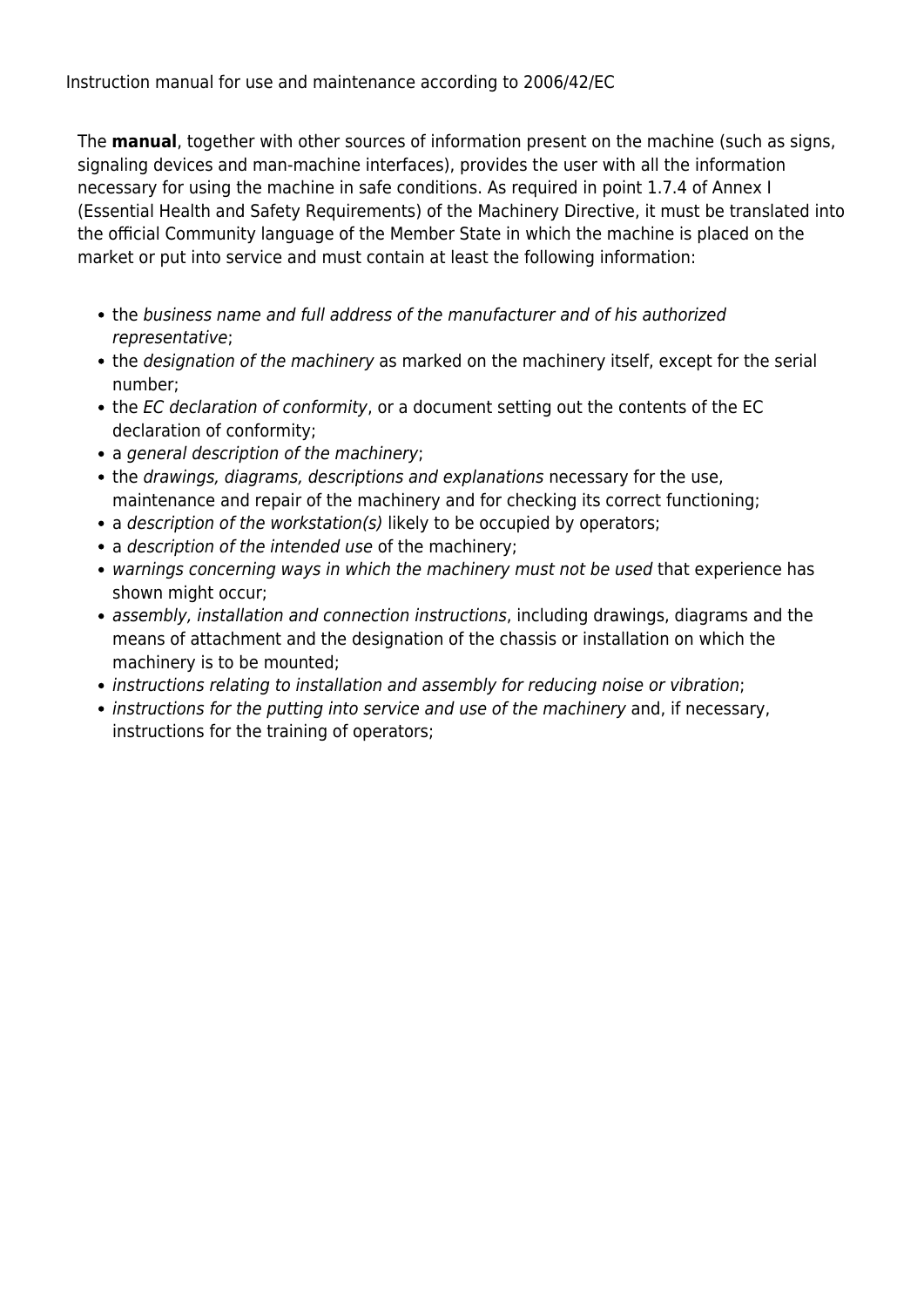Instruction manual for use and maintenance according to 2006/42/EC

The **manual**, together with other sources of information present on the machine (such as signs, signaling devices and man-machine interfaces), provides the user with all the information necessary for using the machine in safe conditions. As required in point 1.7.4 of Annex I (Essential Health and Safety Requirements) of the Machinery Directive, it must be translated into the official Community language of the Member State in which the machine is placed on the market or put into service and must contain at least the following information:

- the *business name and full address of the manufacturer and of his authorized representative*;
- the *designation of the machinery* as marked on the machinery itself, except for the serial number;
- the *EC declaration of conformity*, or a document setting out the contents of the EC declaration of conformity;
- a *general description of the machinery*;
- the *drawings, diagrams, descriptions and explanations* necessary for the use, maintenance and repair of the machinery and for checking its correct functioning;
- a *description of the workstation(s)* likely to be occupied by operators;
- a *description of the intended use* of the machinery;
- *warnings concerning ways in which the machinery must not be used* that experience has shown might occur;
- *assembly, installation and connection instructions*, including drawings, diagrams and the means of attachment and the designation of the chassis or installation on which the machinery is to be mounted;
- *instructions relating to installation and assembly for reducing noise or vibration*;
- *instructions for the putting into service and use of the machinery* and, if necessary, instructions for the training of operators;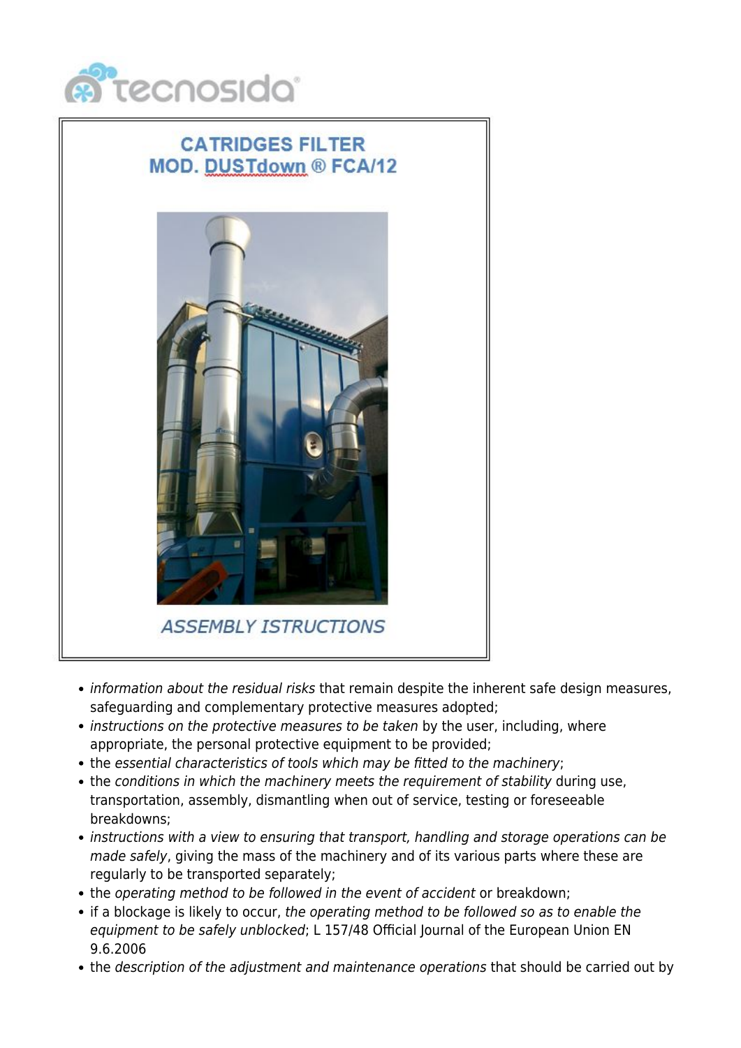- *information about the residual risks* that remain despite the inherent safe design measures, safeguarding and complementary protective measures adopted;
- *instructions on the protective measures to be taken* by the user, including, where appropriate, the personal protective equipment to be provided;
- the *essential characteristics of tools which may be fitted to the machinery*;
- the *conditions in which the machinery meets the requirement of stability* during use, transportation, assembly, dismantling when out of service, testing or foreseeable breakdowns;
- *instructions with a view to ensuring that transport, handling and storage operations can be made safely*, giving the mass of the machinery and of its various parts where these are regularly to be transported separately;
- the *operating method to be followed in the event of accident* or breakdown;
- if a blockage is likely to occur, *the operating method to be followed so as to enable the equipment to be safely unblocked*; L 157/48 Official Journal of the European Union EN 9.6.2006
- the *description of the adjustment and maintenance operations* that should be carried out by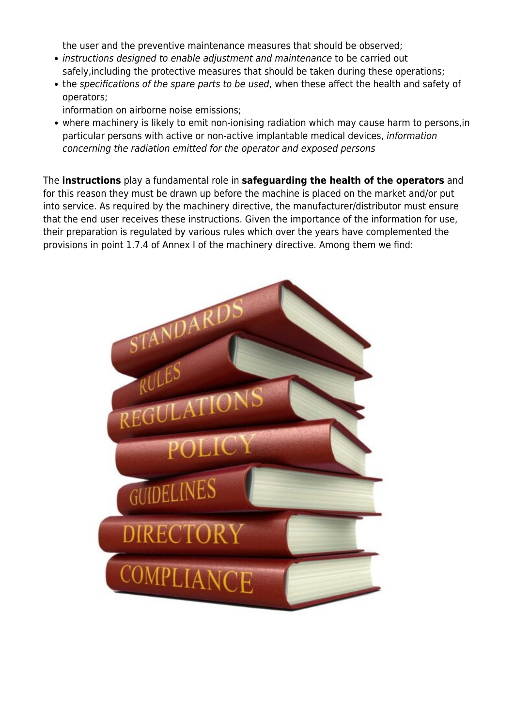the user and the preventive maintenance measures that should be observed;

- *instructions designed to enable adjustment and maintenance* to be carried out safely,including the protective measures that should be taken during these operations;
- the *specifications of the spare parts to be used*, when these affect the health and safety of operators;
  information on airborne noise emissions;
- where machinery is likely to emit non-ionising radiation which may cause harm to persons,in particular persons with active or non-active implantable medical devices, *information concerning the radiation emitted for the operator and exposed persons*

The **instructions** play a fundamental role in **safeguarding the health of the operators** and for this reason they must be drawn up before the machine is placed on the market and/or put into service. As required by the machinery directive, the manufacturer/distributor must ensure that the end user receives these instructions. Given the importance of the information for use, their preparation is regulated by various rules which over the years have complemented the provisions in point 1.7.4 of Annex I of the machinery directive. Among them we find: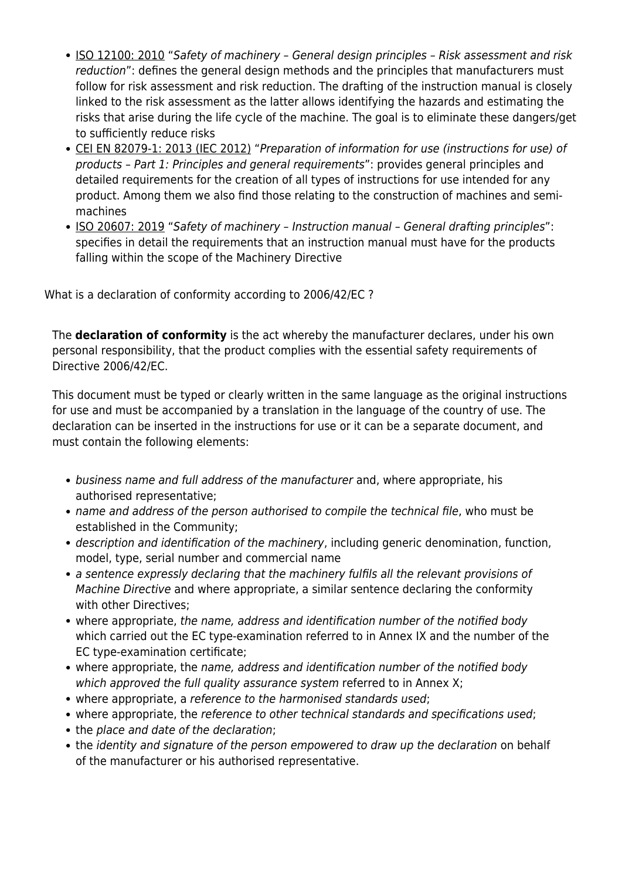- ISO 12100: 2010 "*Safety of machinery – General design principles – Risk assessment and risk reduction*": defines the general design methods and the principles that manufacturers must follow for risk assessment and risk reduction. The drafting of the instruction manual is closely linked to the risk assessment as the latter allows identifying the hazards and estimating the risks that arise during the life cycle of the machine. The goal is to eliminate these dangers/get to sufficiently reduce risks
- CEI EN 82079-1: 2013 (IEC 2012) "*Preparation of information for use (instructions for use) of products – Part 1: Principles and general requirements*": provides general principles and detailed requirements for the creation of all types of instructions for use intended for any product. Among them we also find those relating to the construction of machines and semi-machines
- ISO 20607: 2019 "*Safety of machinery – Instruction manual – General drafting principles*": specifies in detail the requirements that an instruction manual must have for the products falling within the scope of the Machinery Directive

What is a declaration of conformity according to 2006/42/EC ?

The **declaration of conformity** is the act whereby the manufacturer declares, under his own personal responsibility, that the product complies with the essential safety requirements of Directive 2006/42/EC.

This document must be typed or clearly written in the same language as the original instructions for use and must be accompanied by a translation in the language of the country of use. The declaration can be inserted in the instructions for use or it can be a separate document, and must contain the following elements:

- *business name and full address of the manufacturer* and, where appropriate, his authorised representative;
- *name and address of the person authorised to compile the technical file*, who must be established in the Community;
- *description and identification of the machinery*, including generic denomination, function, model, type, serial number and commercial name
- *a sentence expressly declaring that the machinery fulfils all the relevant provisions of Machine Directive* and where appropriate, a similar sentence declaring the conformity with other Directives;
- where appropriate, *the name, address and identification number of the notified body* which carried out the EC type-examination referred to in Annex IX and the number of the EC type-examination certificate;
- where appropriate, the *name, address and identification number of the notified body which approved the full quality assurance system* referred to in Annex X;
- where appropriate, a *reference to the harmonised standards used*;
- where appropriate, the *reference to other technical standards and specifications used*;
- the *place and date of the declaration*;
- the *identity and signature of the person empowered to draw up the declaration* on behalf of the manufacturer or his authorised representative.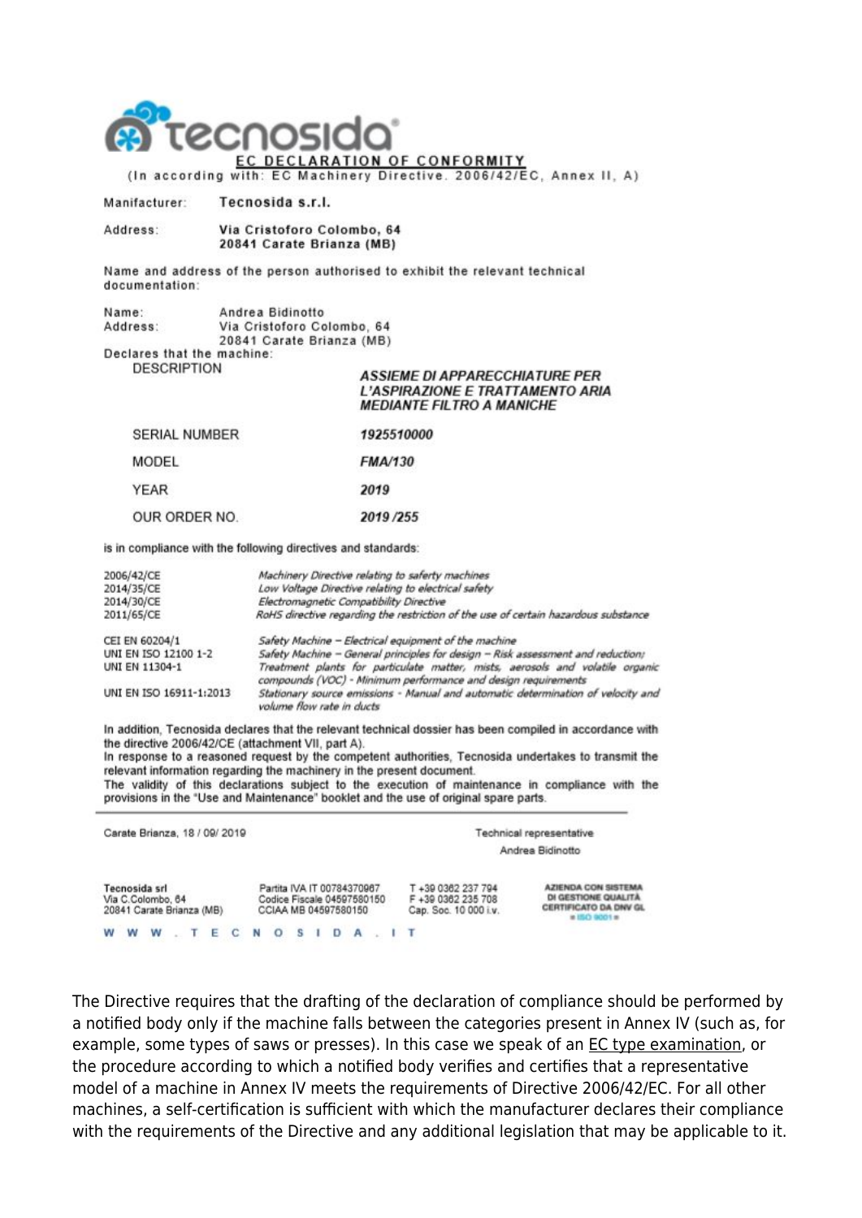**tecnosida**

## EC DECLARATION OF CONFORMITY

(In according with: EC Machinery Directive. 2006/42/EC, Annex II, A)

Manifacturer: **Tecnosida s.r.l.**

Address: **Via Cristoforo Colombo, 64**
**20841 Carate Brianza (MB)**

Name and address of the person authorised to exhibit the relevant technical documentation:

Name: Andrea Bidinotto
Address: Via Cristoforo Colombo, 64
20841 Carate Brianza (MB)

Declares that the machine:

| | |
|---|---|
| DESCRIPTION | ***ASSIEME DI APPARECCHIATURE PER L'ASPIRAZIONE E TRATTAMENTO ARIA MEDIANTE FILTRO A MANICHE*** |
| SERIAL NUMBER | ***1925510000*** |
| MODEL | ***FMA/130*** |
| YEAR | ***2019*** |
| OUR ORDER NO. | ***2019 /255*** |

is in compliance with the following directives and standards:

| | |
|---|---|
| 2006/42/CE | *Machinery Directive relating to safety machines* |
| 2014/35/CE | *Low Voltage Directive relating to electrical safety* |
| 2014/30/CE | *Electromagnetic Compatibility Directive* |
| 2011/65/CE | *RoHS directive regarding the restriction of the use of certain hazardous substance* |
| CEI EN 60204/1 | *Safety Machine – Electrical equipment of the machine* |
| UNI EN ISO 12100 1-2 | *Safety Machine – General principles for design – Risk assessment and reduction;* |
| UNI EN 11304-1 | *Treatment plants for particulate matter, mists, aerosols and volatile organic compounds (VOC) - Minimum performance and design requirements* |
| UNI EN ISO 16911-1:2013 | *Stationary source emissions - Manual and automatic determination of velocity and volume flow rate in ducts* |

In addition, Tecnosida declares that the relevant technical dossier has been compiled in accordance with the directive 2006/42/CE (attachment VII, part A).
In response to a reasoned request by the competent authorities, Tecnosida undertakes to transmit the relevant information regarding the machinery in the present document.
The validity of this declarations subject to the execution of maintenance in compliance with the provisions in the "Use and Maintenance" booklet and the use of original spare parts.

Carate Brianza, 18 / 09/ 2019

Technical representative
Andrea Bidinotto

Tecnosida srl
Via C.Colombo, 64
20841 Carate Brianza (MB)

Partita IVA IT 00784370967
Codice Fiscale 04597580150
CCIAA MB 04597580150

T +39 0362 237 794
F +39 0362 235 708
Cap. Soc. 10 000 i.v.

AZIENDA CON SISTEMA DI GESTIONE QUALITÀ CERTIFICATO DA DNV GL = ISO 9001 =

WWW.TECNOSIDA.IT

The Directive requires that the drafting of the declaration of compliance should be performed by a notified body only if the machine falls between the categories present in Annex IV (such as, for example, some types of saws or presses). In this case we speak of an EC type examination, or the procedure according to which a notified body verifies and certifies that a representative model of a machine in Annex IV meets the requirements of Directive 2006/42/EC. For all other machines, a self-certification is sufficient with which the manufacturer declares their compliance with the requirements of the Directive and any additional legislation that may be applicable to it.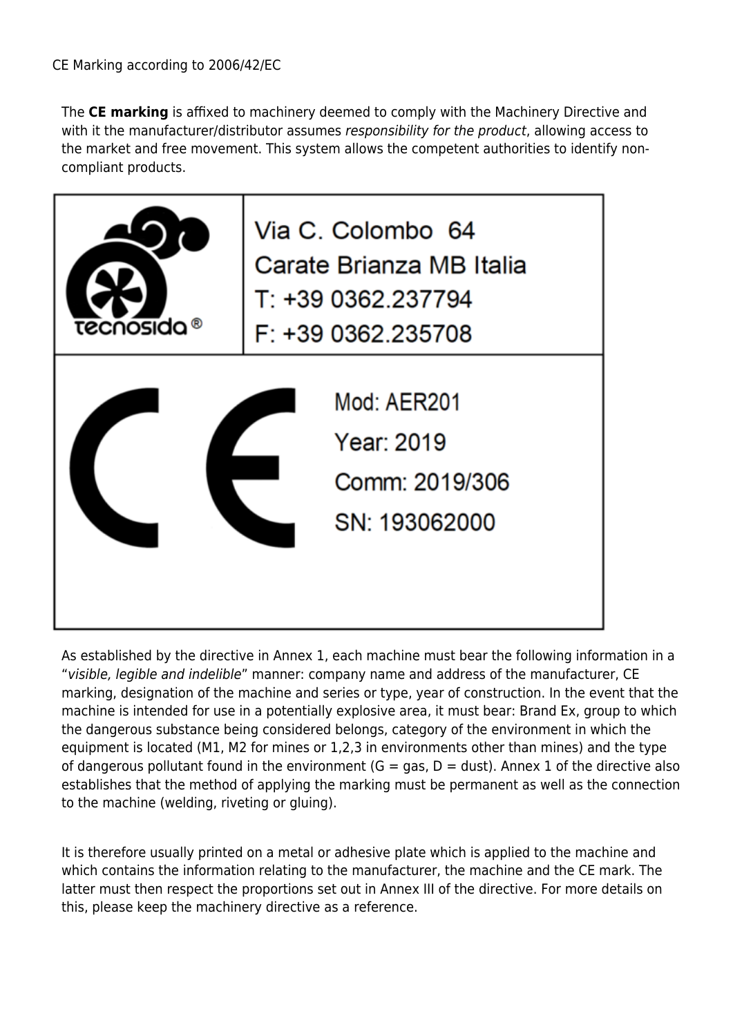CE Marking according to 2006/42/EC

The **CE marking** is affixed to machinery deemed to comply with the Machinery Directive and with it the manufacturer/distributor assumes *responsibility for the product*, allowing access to the market and free movement. This system allows the competent authorities to identify non-compliant products.

| tecnosida® | Via C. Colombo 64<br>Carate Brianza MB Italia<br>T: +39 0362.237794<br>F: +39 0362.235708 |
| --- | --- |
| CE | Mod: AER201<br>Year: 2019<br>Comm: 2019/306<br>SN: 193062000 |

As established by the directive in Annex 1, each machine must bear the following information in a "*visible, legible and indelible*" manner: company name and address of the manufacturer, CE marking, designation of the machine and series or type, year of construction. In the event that the machine is intended for use in a potentially explosive area, it must bear: Brand Ex, group to which the dangerous substance being considered belongs, category of the environment in which the equipment is located (M1, M2 for mines or 1,2,3 in environments other than mines) and the type of dangerous pollutant found in the environment (G = gas, D = dust). Annex 1 of the directive also establishes that the method of applying the marking must be permanent as well as the connection to the machine (welding, riveting or gluing).

It is therefore usually printed on a metal or adhesive plate which is applied to the machine and which contains the information relating to the manufacturer, the machine and the CE mark. The latter must then respect the proportions set out in Annex III of the directive. For more details on this, please keep the machinery directive as a reference.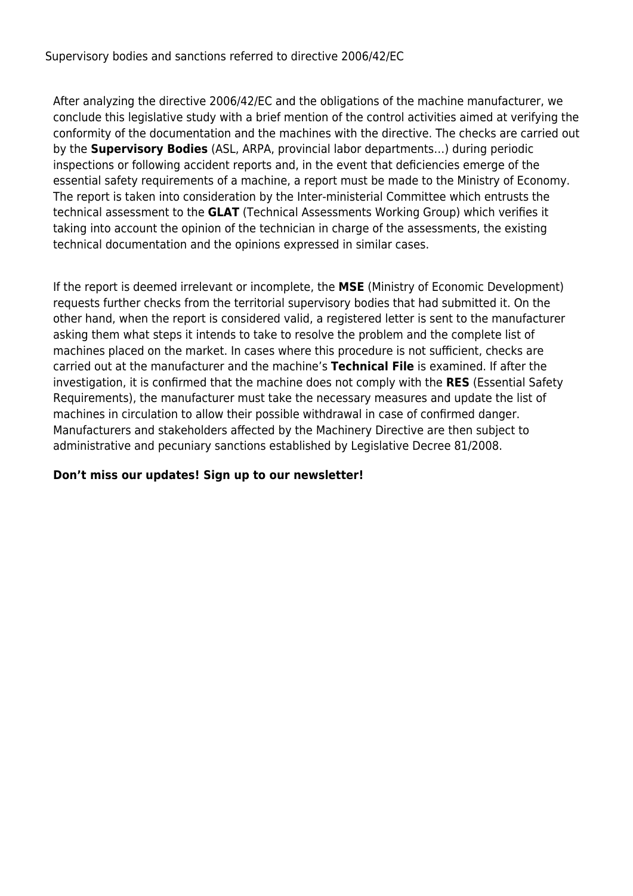# Supervisory bodies and sanctions referred to directive 2006/42/EC

After analyzing the directive 2006/42/EC and the obligations of the machine manufacturer, we conclude this legislative study with a brief mention of the control activities aimed at verifying the conformity of the documentation and the machines with the directive. The checks are carried out by the **Supervisory Bodies** (ASL, ARPA, provincial labor departments…) during periodic inspections or following accident reports and, in the event that deficiencies emerge of the essential safety requirements of a machine, a report must be made to the Ministry of Economy. The report is taken into consideration by the Inter-ministerial Committee which entrusts the technical assessment to the **GLAT** (Technical Assessments Working Group) which verifies it taking into account the opinion of the technician in charge of the assessments, the existing technical documentation and the opinions expressed in similar cases.

If the report is deemed irrelevant or incomplete, the **MSE** (Ministry of Economic Development) requests further checks from the territorial supervisory bodies that had submitted it. On the other hand, when the report is considered valid, a registered letter is sent to the manufacturer asking them what steps it intends to take to resolve the problem and the complete list of machines placed on the market. In cases where this procedure is not sufficient, checks are carried out at the manufacturer and the machine's **Technical File** is examined. If after the investigation, it is confirmed that the machine does not comply with the **RES** (Essential Safety Requirements), the manufacturer must take the necessary measures and update the list of machines in circulation to allow their possible withdrawal in case of confirmed danger. Manufacturers and stakeholders affected by the Machinery Directive are then subject to administrative and pecuniary sanctions established by Legislative Decree 81/2008.

**Don't miss our updates! Sign up to our newsletter!**